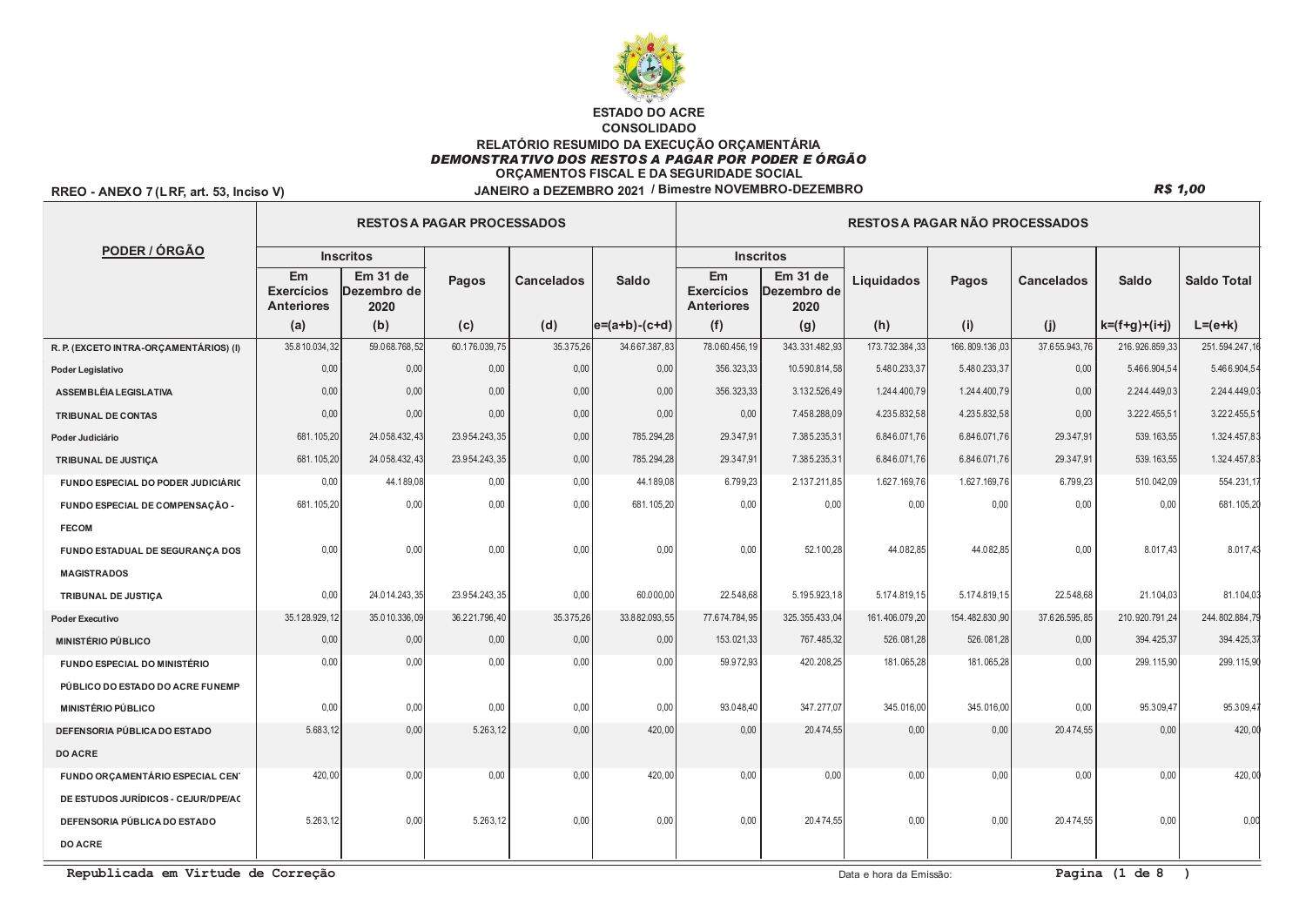# ESTADO DO ACRE

## CONSOLIDADO

## RELATÓRIO RESUMIDO DA EXECUÇÃO ORÇAMENTÁRIA

### *DEMONSTRATIVO DOS RESTOS A PAGAR POR PODER E ÓRGÃO*

ORÇAMENTOS FISCAL E DA SEGURIDADE SOCIAL

RREO - ANEXO 7 (LRF, art. 53, Inciso V) — JANEIRO a DEZEMBRO 2021 / Bimestre NOVEMBRO-DEZEMBRO — *R$ 1,00*

| PODER / ÓRGÃO | RESTOS A PAGAR PROCESSADOS | | | | | RESTOS A PAGAR NÃO PROCESSADOS | | | | | | |
|---|---|---|---|---|---|---|---|---|---|---|---|---|
| | Inscritos | | Pagos | Cancelados | Saldo | Inscritos | | Liquidados | Pagos | Cancelados | Saldo | Saldo Total |
| | Em Exercícios Anteriores | Em 31 de Dezembro de 2020 | | | | Em Exercícios Anteriores | Em 31 de Dezembro de 2020 | | | | | |
| | (a) | (b) | (c) | (d) | e=(a+b)-(c+d) | (f) | (g) | (h) | (i) | (j) | k=(f+g)+(i+j) | L=(e+k) |
| R. P. (EXCETO INTRA-ORÇAMENTÁRIOS) (I) | 35.810.034,32 | 59.068.768,52 | 60.176.039,75 | 35.375,26 | 34.667.387,83 | 78.060.456,19 | 343.331.482,93 | 173.732.384,33 | 166.809.136,03 | 37.655.943,76 | 216.926.859,33 | 251.594.247,16 |
| Poder Legislativo | 0,00 | 0,00 | 0,00 | 0,00 | 0,00 | 356.323,33 | 10.590.814,58 | 5.480.233,37 | 5.480.233,37 | 0,00 | 5.466.904,54 | 5.466.904,54 |
| ASSEMBLÉIA LEGISLATIVA | 0,00 | 0,00 | 0,00 | 0,00 | 0,00 | 356.323,33 | 3.132.526,49 | 1.244.400,79 | 1.244.400,79 | 0,00 | 2.244.449,03 | 2.244.449,03 |
| TRIBUNAL DE CONTAS | 0,00 | 0,00 | 0,00 | 0,00 | 0,00 | 0,00 | 7.458.288,09 | 4.235.832,58 | 4.235.832,58 | 0,00 | 3.222.455,51 | 3.222.455,51 |
| Poder Judiciário | 681.105,20 | 24.058.432,43 | 23.954.243,35 | 0,00 | 785.294,28 | 29.347,91 | 7.385.235,31 | 6.846.071,76 | 6.846.071,76 | 29.347,91 | 539.163,55 | 1.324.457,83 |
| TRIBUNAL DE JUSTIÇA | 681.105,20 | 24.058.432,43 | 23.954.243,35 | 0,00 | 785.294,28 | 29.347,91 | 7.385.235,31 | 6.846.071,76 | 6.846.071,76 | 29.347,91 | 539.163,55 | 1.324.457,83 |
| FUNDO ESPECIAL DO PODER JUDICIÁRIO | 0,00 | 44.189,08 | 0,00 | 0,00 | 44.189,08 | 6.799,23 | 2.137.211,85 | 1.627.169,76 | 1.627.169,76 | 6.799,23 | 510.042,09 | 554.231,17 |
| FUNDO ESPECIAL DE COMPENSAÇÃO - FECOM | 681.105,20 | 0,00 | 0,00 | 0,00 | 681.105,20 | 0,00 | 0,00 | 0,00 | 0,00 | 0,00 | 0,00 | 681.105,20 |
| FUNDO ESTADUAL DE SEGURANÇA DOS MAGISTRADOS | 0,00 | 0,00 | 0,00 | 0,00 | 0,00 | 0,00 | 52.100,28 | 44.082,85 | 44.082,85 | 0,00 | 8.017,43 | 8.017,43 |
| TRIBUNAL DE JUSTIÇA | 0,00 | 24.014.243,35 | 23.954.243,35 | 0,00 | 60.000,00 | 22.548,68 | 5.195.923,18 | 5.174.819,15 | 5.174.819,15 | 22.548,68 | 21.104,03 | 81.104,03 |
| Poder Executivo | 35.128.929,12 | 35.010.336,09 | 36.221.796,40 | 35.375,26 | 33.882.093,55 | 77.674.784,95 | 325.355.433,04 | 161.406.079,20 | 154.482.830,90 | 37.626.595,85 | 210.920.791,24 | 244.802.884,79 |
| MINISTÉRIO PÚBLICO | 0,00 | 0,00 | 0,00 | 0,00 | 0,00 | 153.021,33 | 767.485,32 | 526.081,28 | 526.081,28 | 0,00 | 394.425,37 | 394.425,37 |
| FUNDO ESPECIAL DO MINISTÉRIO PÚBLICO DO ESTADO DO ACRE FUNEMP | 0,00 | 0,00 | 0,00 | 0,00 | 0,00 | 59.972,93 | 420.208,25 | 181.065,28 | 181.065,28 | 0,00 | 299.115,90 | 299.115,90 |
| MINISTÉRIO PÚBLICO | 0,00 | 0,00 | 0,00 | 0,00 | 0,00 | 93.048,40 | 347.277,07 | 345.016,00 | 345.016,00 | 0,00 | 95.309,47 | 95.309,47 |
| DEFENSORIA PÚBLICA DO ESTADO DO ACRE | 5.683,12 | 0,00 | 5.263,12 | 0,00 | 420,00 | 0,00 | 20.474,55 | 0,00 | 0,00 | 20.474,55 | 0,00 | 420,00 |
| FUNDO ORÇAMENTÁRIO ESPECIAL CENT DE ESTUDOS JURÍDICOS - CEJUR/DPE/AC | 420,00 | 0,00 | 0,00 | 0,00 | 420,00 | 0,00 | 0,00 | 0,00 | 0,00 | 0,00 | 0,00 | 420,00 |
| DEFENSORIA PÚBLICA DO ESTADO DO ACRE | 5.263,12 | 0,00 | 5.263,12 | 0,00 | 0,00 | 0,00 | 20.474,55 | 0,00 | 0,00 | 20.474,55 | 0,00 | 0,00 |

Republicada em Virtude de Correção

Data e hora da Emissão: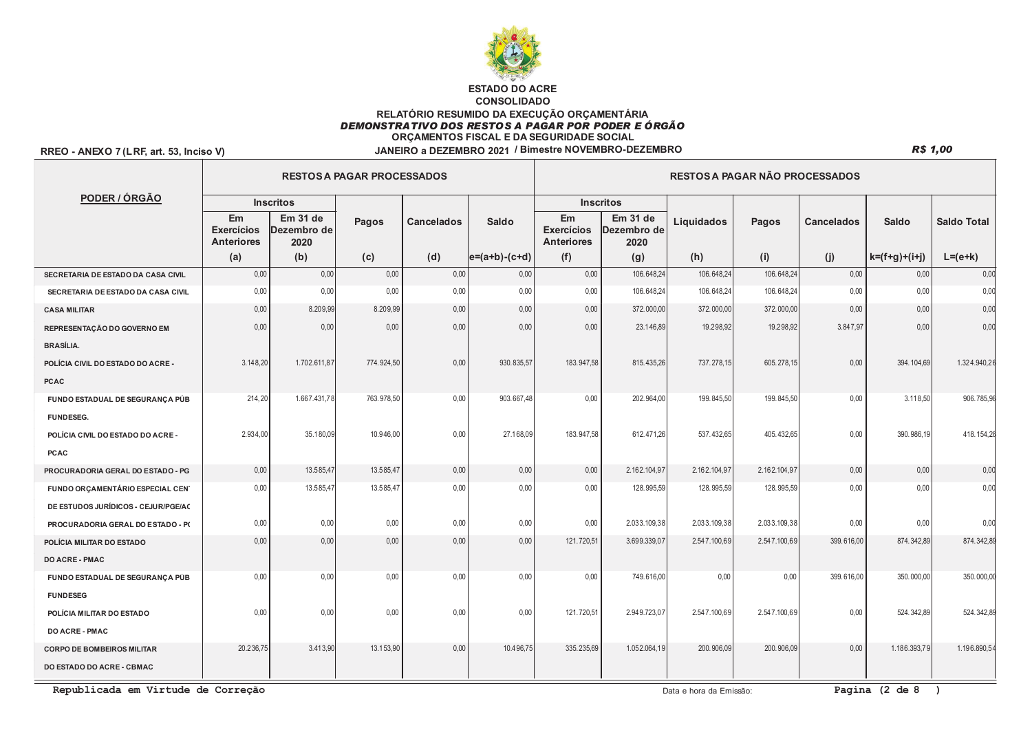**ESTADO DO ACRE**
**CONSOLIDADO**
**RELATÓRIO RESUMIDO DA EXECUÇÃO ORÇAMENTÁRIA**
***DEMONSTRATIVO DOS RESTOS A PAGAR POR PODER E ÓRGÃO***
**ORÇAMENTOS FISCAL E DA SEGURIDADE SOCIAL**
**JANEIRO a DEZEMBRO 2021 / Bimestre NOVEMBRO-DEZEMBRO**

**RREO - ANEXO 7 (LRF, art. 53, Inciso V)** | ***R$ 1,00***

| PODER / ÓRGÃO | RESTOS A PAGAR PROCESSADOS | | | | | RESTOS A PAGAR NÃO PROCESSADOS | | | | | | |
|---|---|---|---|---|---|---|---|---|---|---|---|---|
| | Inscritos | | Pagos | Cancelados | Saldo | Inscritos | | Liquidados | Pagos | Cancelados | Saldo | Saldo Total |
| | Em Exercícios Anteriores | Em 31 de Dezembro de 2020 | | | | Em Exercícios Anteriores | Em 31 de Dezembro de 2020 | | | | | |
| | (a) | (b) | (c) | (d) | e=(a+b)-(c+d) | (f) | (g) | (h) | (i) | (j) | k=(f+g)+(i+j) | L=(e+k) |
| **SECRETARIA DE ESTADO DA CASA CIVIL** | 0,00 | 0,00 | 0,00 | 0,00 | 0,00 | 0,00 | 106.648,24 | 106.648,24 | 106.648,24 | 0,00 | 0,00 | 0,00 |
| SECRETARIA DE ESTADO DA CASA CIVIL | 0,00 | 0,00 | 0,00 | 0,00 | 0,00 | 0,00 | 106.648,24 | 106.648,24 | 106.648,24 | 0,00 | 0,00 | 0,00 |
| **CASA MILITAR** | 0,00 | 8.209,99 | 8.209,99 | 0,00 | 0,00 | 0,00 | 372.000,00 | 372.000,00 | 372.000,00 | 0,00 | 0,00 | 0,00 |
| **REPRESENTAÇÃO DO GOVERNO EM BRASÍLIA.** | 0,00 | 0,00 | 0,00 | 0,00 | 0,00 | 0,00 | 23.146,89 | 19.298,92 | 19.298,92 | 3.847,97 | 0,00 | 0,00 |
| **POLÍCIA CIVIL DO ESTADO DO ACRE - PCAC** | 3.148,20 | 1.702.611,87 | 774.924,50 | 0,00 | 930.835,57 | 183.947,58 | 815.435,26 | 737.278,15 | 605.278,15 | 0,00 | 394.104,69 | 1.324.940,26 |
| FUNDO ESTADUAL DE SEGURANÇA PÚB FUNDESEG. | 214,20 | 1.667.431,78 | 763.978,50 | 0,00 | 903.667,48 | 0,00 | 202.964,00 | 199.845,50 | 199.845,50 | 0,00 | 3.118,50 | 906.785,98 |
| POLÍCIA CIVIL DO ESTADO DO ACRE - PCAC | 2.934,00 | 35.180,09 | 10.946,00 | 0,00 | 27.168,09 | 183.947,58 | 612.471,26 | 537.432,65 | 405.432,65 | 0,00 | 390.986,19 | 418.154,28 |
| **PROCURADORIA GERAL DO ESTADO - PG** | 0,00 | 13.585,47 | 13.585,47 | 0,00 | 0,00 | 0,00 | 2.162.104,97 | 2.162.104,97 | 2.162.104,97 | 0,00 | 0,00 | 0,00 |
| FUNDO ORÇAMENTÁRIO ESPECIAL CEN DE ESTUDOS JURÍDICOS - CEJUR/PGE/AC | 0,00 | 13.585,47 | 13.585,47 | 0,00 | 0,00 | 0,00 | 128.995,59 | 128.995,59 | 128.995,59 | 0,00 | 0,00 | 0,00 |
| PROCURADORIA GERAL DO ESTADO - P( | 0,00 | 0,00 | 0,00 | 0,00 | 0,00 | 0,00 | 2.033.109,38 | 2.033.109,38 | 2.033.109,38 | 0,00 | 0,00 | 0,00 |
| **POLÍCIA MILITAR DO ESTADO DO ACRE - PMAC** | 0,00 | 0,00 | 0,00 | 0,00 | 0,00 | 121.720,51 | 3.699.339,07 | 2.547.100,69 | 2.547.100,69 | 399.616,00 | 874.342,89 | 874.342,89 |
| FUNDO ESTADUAL DE SEGURANÇA PÚB FUNDESEG | 0,00 | 0,00 | 0,00 | 0,00 | 0,00 | 0,00 | 749.616,00 | 0,00 | 0,00 | 399.616,00 | 350.000,00 | 350.000,00 |
| POLÍCIA MILITAR DO ESTADO DO ACRE - PMAC | 0,00 | 0,00 | 0,00 | 0,00 | 0,00 | 121.720,51 | 2.949.723,07 | 2.547.100,69 | 2.547.100,69 | 0,00 | 524.342,89 | 524.342,89 |
| **CORPO DE BOMBEIROS MILITAR DO ESTADO DO ACRE - CBMAC** | 20.236,75 | 3.413,90 | 13.153,90 | 0,00 | 10.496,75 | 335.235,69 | 1.052.064,19 | 200.906,09 | 200.906,09 | 0,00 | 1.186.393,79 | 1.196.890,54 |

**Republicada em Virtude de Correção**

Data e hora da Emissão: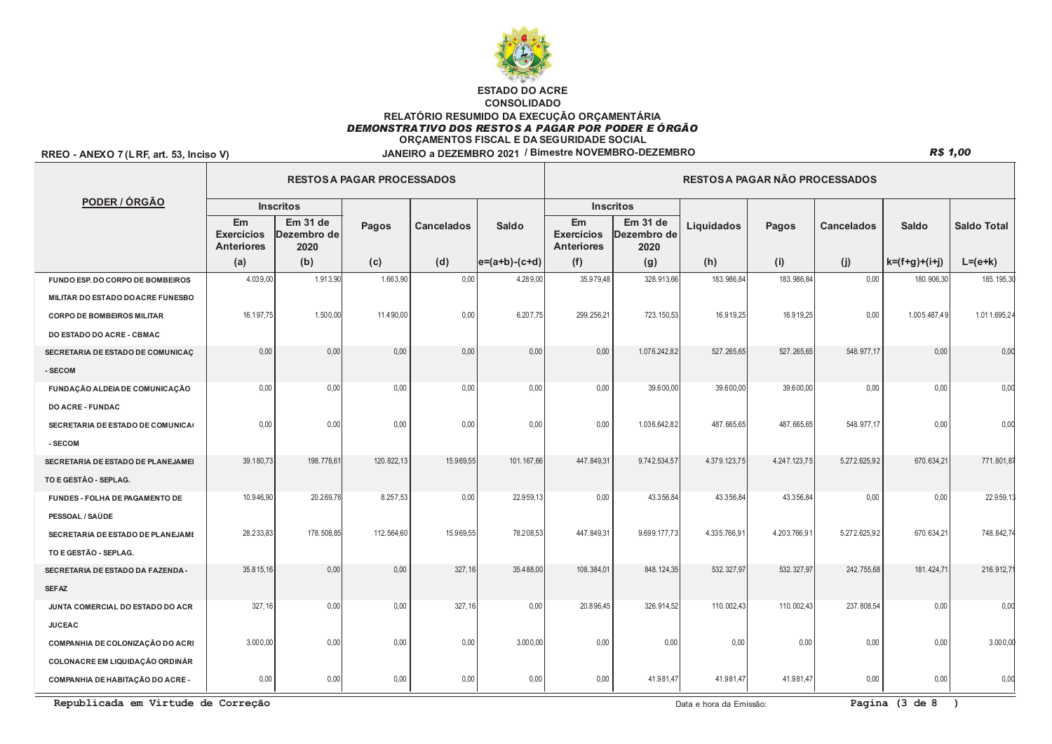**ESTADO DO ACRE**
**CONSOLIDADO**
**RELATÓRIO RESUMIDO DA EXECUÇÃO ORÇAMENTÁRIA**
***DEMONSTRATIVO DOS RESTOS A PAGAR POR PODER E ÓRGÃO***
**ORÇAMENTOS FISCAL E DA SEGURIDADE SOCIAL**

**RREO - ANEXO 7 (LRF, art. 53, Inciso V)** **JANEIRO a DEZEMBRO 2021 / Bimestre NOVEMBRO-DEZEMBRO** ***R$ 1,00***

| PODER / ÓRGÃO | RESTOS A PAGAR PROCESSADOS | | | | | RESTOS A PAGAR NÃO PROCESSADOS | | | | | | |
|---|---|---|---|---|---|---|---|---|---|---|---|---|
| | Inscritos | | Pagos | Cancelados | Saldo | Inscritos | | Liquidados | Pagos | Cancelados | Saldo | Saldo Total |
| | Em Exercícios Anteriores | Em 31 de Dezembro de 2020 | | | | Em Exercícios Anteriores | Em 31 de Dezembro de 2020 | | | | | |
| | (a) | (b) | (c) | (d) | e=(a+b)-(c+d) | (f) | (g) | (h) | (i) | (j) | k=(f+g)+(i+j) | L=(e+k) |
| FUNDO ESP. DO CORPO DE BOMBEIROS MILITAR DO ESTADO DO ACRE FUNESBO | 4.039,00 | 1.913,90 | 1.663,90 | 0,00 | 4.289,00 | 35.979,48 | 328.913,66 | 183.986,84 | 183.986,84 | 0,00 | 180.906,30 | 185.195,30 |
| CORPO DE BOMBEIROS MILITAR DO ESTADO DO ACRE - CBMAC | 16.197,75 | 1.500,00 | 11.490,00 | 0,00 | 6.207,75 | 299.256,21 | 723.150,53 | 16.919,25 | 16.919,25 | 0,00 | 1.005.487,49 | 1.011.695,24 |
| SECRETARIA DE ESTADO DE COMUNICAÇ - SECOM | 0,00 | 0,00 | 0,00 | 0,00 | 0,00 | 0,00 | 1.076.242,82 | 527.265,65 | 527.265,65 | 548.977,17 | 0,00 | 0,00 |
| FUNDAÇÃO ALDEIA DE COMUNICAÇÃO DO ACRE - FUNDAC | 0,00 | 0,00 | 0,00 | 0,00 | 0,00 | 0,00 | 39.600,00 | 39.600,00 | 39.600,00 | 0,00 | 0,00 | 0,00 |
| SECRETARIA DE ESTADO DE COMUNICA - SECOM | 0,00 | 0,00 | 0,00 | 0,00 | 0,00 | 0,00 | 1.036.642,82 | 487.665,65 | 487.665,65 | 548.977,17 | 0,00 | 0,00 |
| SECRETARIA DE ESTADO DE PLANEJAMEI TO E GESTÃO - SEPLAG. | 39.180,73 | 198.778,61 | 120.822,13 | 15.969,55 | 101.167,66 | 447.849,31 | 9.742.534,57 | 4.379.123,75 | 4.247.123,75 | 5.272.625,92 | 670.634,21 | 771.801,87 |
| FUNDES - FOLHA DE PAGAMENTO DE PESSOAL / SAÚDE | 10.946,90 | 20.269,76 | 8.257,53 | 0,00 | 22.959,13 | 0,00 | 43.356,84 | 43.356,84 | 43.356,84 | 0,00 | 0,00 | 22.959,13 |
| SECRETARIA DE ESTADO DE PLANEJAMI TO E GESTÃO - SEPLAG. | 28.233,83 | 178.508,85 | 112.564,60 | 15.969,55 | 78.208,53 | 447.849,31 | 9.699.177,73 | 4.335.766,91 | 4.203.766,91 | 5.272.625,92 | 670.634,21 | 748.842,74 |
| SECRETARIA DE ESTADO DA FAZENDA - SEFAZ | 35.815,16 | 0,00 | 0,00 | 327,16 | 35.488,00 | 108.384,01 | 848.124,35 | 532.327,97 | 532.327,97 | 242.755,68 | 181.424,71 | 216.912,71 |
| JUNTA COMERCIAL DO ESTADO DO ACR JUCEAC | 327,16 | 0,00 | 0,00 | 327,16 | 0,00 | 20.896,45 | 326.914,52 | 110.002,43 | 110.002,43 | 237.808,54 | 0,00 | 0,00 |
| COMPANHIA DE COLONIZAÇÃO DO ACRI COLONACRE EM LIQUIDAÇÃO ORDINÁR | 3.000,00 | 0,00 | 0,00 | 0,00 | 3.000,00 | 0,00 | 0,00 | 0,00 | 0,00 | 0,00 | 0,00 | 3.000,00 |
| COMPANHIA DE HABITAÇÃO DO ACRE - | 0,00 | 0,00 | 0,00 | 0,00 | 0,00 | 0,00 | 41.981,47 | 41.981,47 | 41.981,47 | 0,00 | 0,00 | 0,00 |

**Republicada em Virtude de Correção**

Data e hora da Emissão: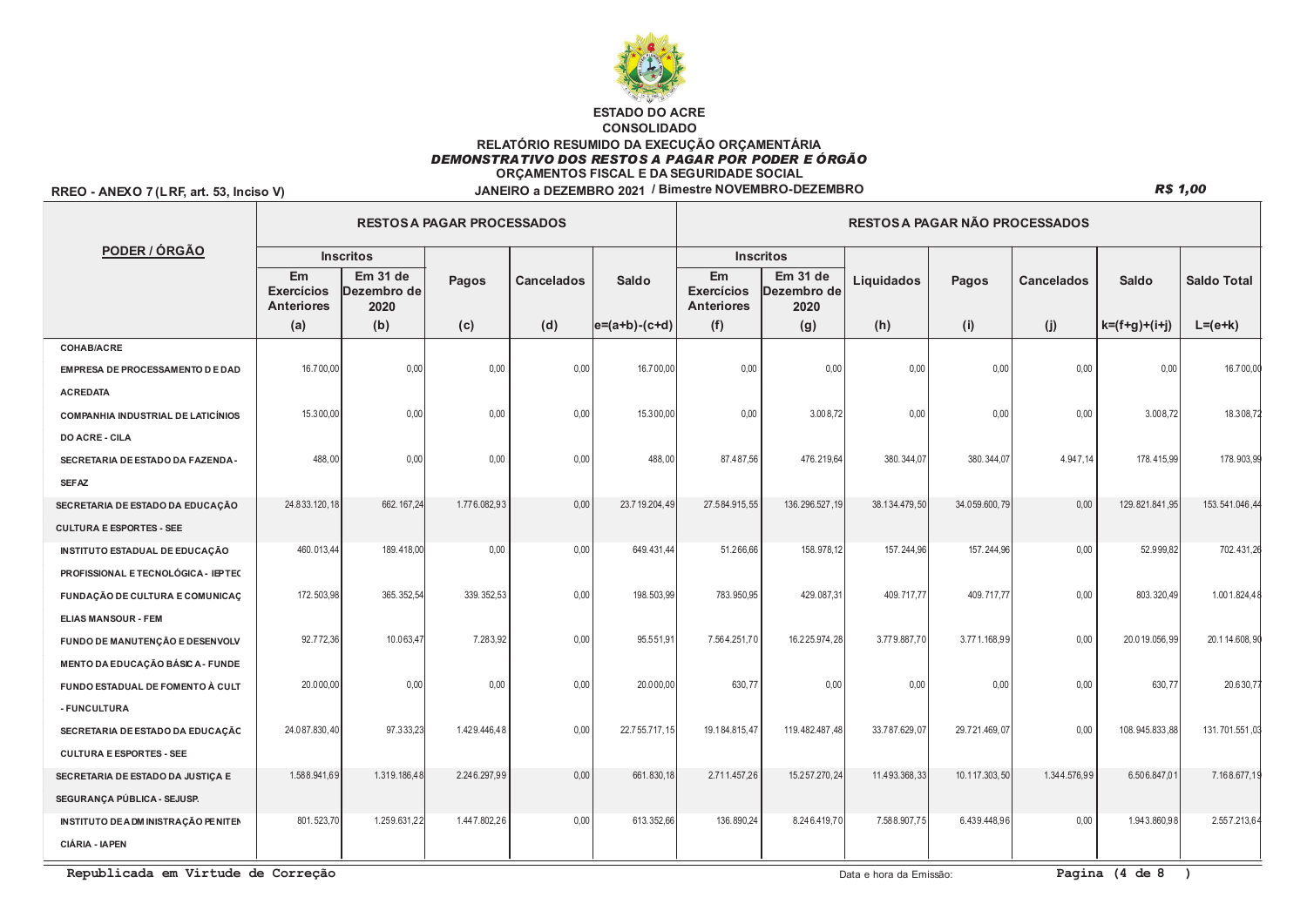**ESTADO DO ACRE**

**CONSOLIDADO**

**RELATÓRIO RESUMIDO DA EXECUÇÃO ORÇAMENTÁRIA**

***DEMONSTRATIVO DOS RESTOS A PAGAR POR PODER E ÓRGÃO***

**ORÇAMENTOS FISCAL E DA SEGURIDADE SOCIAL**

**RREO - ANEXO 7 (LRF, art. 53, Inciso V)** | **JANEIRO a DEZEMBRO 2021 / Bimestre NOVEMBRO-DEZEMBRO** | ***R$ 1,00***

| PODER / ÓRGÃO | RESTOS A PAGAR PROCESSADOS | | | | | RESTOS A PAGAR NÃO PROCESSADOS | | | | | | |
|---|---|---|---|---|---|---|---|---|---|---|---|---|
| | Inscritos | | Pagos | Cancelados | Saldo | Inscritos | | Liquidados | Pagos | Cancelados | Saldo | Saldo Total |
| | Em Exercícios Anteriores | Em 31 de Dezembro de 2020 | | | | Em Exercícios Anteriores | Em 31 de Dezembro de 2020 | | | | | |
| | (a) | (b) | (c) | (d) | e=(a+b)-(c+d) | (f) | (g) | (h) | (i) | (j) | k=(f+g)+(i+j) | L=(e+k) |
| COHAB/ACRE | | | | | | | | | | | | |
| EMPRESA DE PROCESSAMENTO DE DAD ACREDATA | 16.700,00 | 0,00 | 0,00 | 0,00 | 16.700,00 | 0,00 | 0,00 | 0,00 | 0,00 | 0,00 | 0,00 | 16.700,00 |
| COMPANHIA INDUSTRIAL DE LATICÍNIOS DO ACRE - CILA | 15.300,00 | 0,00 | 0,00 | 0,00 | 15.300,00 | 0,00 | 3.008,72 | 0,00 | 0,00 | 0,00 | 3.008,72 | 18.308,72 |
| SECRETARIA DE ESTADO DA FAZENDA - SEFAZ | 488,00 | 0,00 | 0,00 | 0,00 | 488,00 | 87.487,56 | 476.219,64 | 380.344,07 | 380.344,07 | 4.947,14 | 178.415,99 | 178.903,99 |
| SECRETARIA DE ESTADO DA EDUCAÇÃO CULTURA E ESPORTES - SEE | 24.833.120,18 | 662.167,24 | 1.776.082,93 | 0,00 | 23.719.204,49 | 27.584.915,55 | 136.296.527,19 | 38.134.479,50 | 34.059.600,79 | 0,00 | 129.821.841,95 | 153.541.046,44 |
| INSTITUTO ESTADUAL DE EDUCAÇÃO PROFISSIONAL E TECNOLÓGICA - IEPTEC | 460.013,44 | 189.418,00 | 0,00 | 0,00 | 649.431,44 | 51.266,66 | 158.978,12 | 157.244,96 | 157.244,96 | 0,00 | 52.999,82 | 702.431,26 |
| FUNDAÇÃO DE CULTURA E COMUNICAÇ ELIAS MANSOUR - FEM | 172.503,98 | 365.352,54 | 339.352,53 | 0,00 | 198.503,99 | 783.950,95 | 429.087,31 | 409.717,77 | 409.717,77 | 0,00 | 803.320,49 | 1.001.824,48 |
| FUNDO DE MANUTENÇÃO E DESENVOLV MENTO DA EDUCAÇÃO BÁSICA - FUNDE | 92.772,36 | 10.063,47 | 7.283,92 | 0,00 | 95.551,91 | 7.564.251,70 | 16.225.974,28 | 3.779.887,70 | 3.771.168,99 | 0,00 | 20.019.056,99 | 20.114.608,90 |
| FUNDO ESTADUAL DE FOMENTO À CULT - FUNCULTURA | 20.000,00 | 0,00 | 0,00 | 0,00 | 20.000,00 | 630,77 | 0,00 | 0,00 | 0,00 | 0,00 | 630,77 | 20.630,77 |
| SECRETARIA DE ESTADO DA EDUCAÇÃO CULTURA E ESPORTES - SEE | 24.087.830,40 | 97.333,23 | 1.429.446,48 | 0,00 | 22.755.717,15 | 19.184.815,47 | 119.482.487,48 | 33.787.629,07 | 29.721.469,07 | 0,00 | 108.945.833,88 | 131.701.551,03 |
| SECRETARIA DE ESTADO DA JUSTIÇA E SEGURANÇA PÚBLICA - SEJUSP. | 1.588.941,69 | 1.319.186,48 | 2.246.297,99 | 0,00 | 661.830,18 | 2.711.457,26 | 15.257.270,24 | 11.493.368,33 | 10.117.303,50 | 1.344.576,99 | 6.506.847,01 | 7.168.677,19 |
| INSTITUTO DE ADMINISTRAÇÃO PENITEN CIÁRIA - IAPEN | 801.523,70 | 1.259.631,22 | 1.447.802,26 | 0,00 | 613.352,66 | 136.890,24 | 8.246.419,70 | 7.588.907,75 | 6.439.448,96 | 0,00 | 1.943.860,98 | 2.557.213,64 |

**Republicada em Virtude de Correção**

Data e hora da Emissão: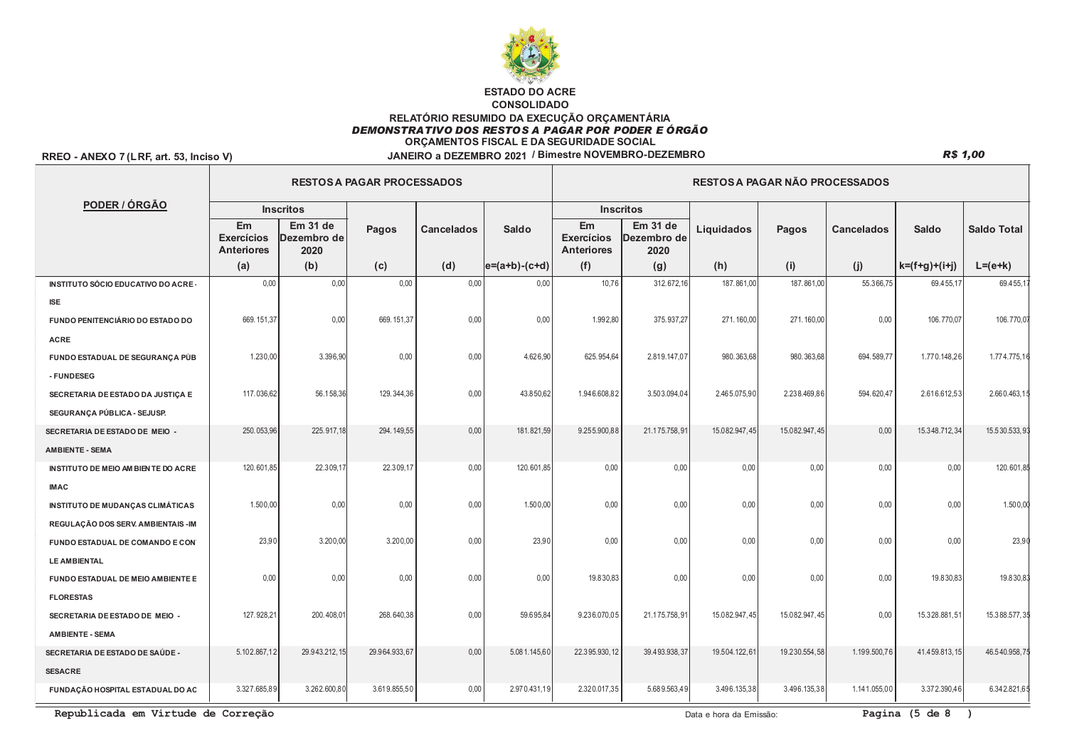**ESTADO DO ACRE**
**CONSOLIDADO**
**RELATÓRIO RESUMIDO DA EXECUÇÃO ORÇAMENTÁRIA**
***DEMONSTRATIVO DOS RESTOS A PAGAR POR PODER E ÓRGÃO***
**ORÇAMENTOS FISCAL E DA SEGURIDADE SOCIAL**
**JANEIRO a DEZEMBRO 2021 / Bimestre NOVEMBRO-DEZEMBRO**

**RREO - ANEXO 7 (LRF, art. 53, Inciso V)** ***R$ 1,00***

| PODER / ÓRGÃO | RESTOS A PAGAR PROCESSADOS | | | | | RESTOS A PAGAR NÃO PROCESSADOS | | | | | | |
|---|---|---|---|---|---|---|---|---|---|---|---|---|
| | Inscritos | | Pagos | Cancelados | Saldo | Inscritos | | Liquidados | Pagos | Cancelados | Saldo | Saldo Total |
| | Em Exercícios Anteriores | Em 31 de Dezembro de 2020 | | | | Em Exercícios Anteriores | Em 31 de Dezembro de 2020 | | | | | |
| | (a) | (b) | (c) | (d) | e=(a+b)-(c+d) | (f) | (g) | (h) | (i) | (j) | k=(f+g)+(i+j) | L=(e+k) |
| INSTITUTO SÓCIO EDUCATIVO DO ACRE - ISE | 0,00 | 0,00 | 0,00 | 0,00 | 0,00 | 10,76 | 312.672,16 | 187.861,00 | 187.861,00 | 55.366,75 | 69.455,17 | 69.455,17 |
| FUNDO PENITENCIÁRIO DO ESTADO DO ACRE | 669.151,37 | 0,00 | 669.151,37 | 0,00 | 0,00 | 1.992,80 | 375.937,27 | 271.160,00 | 271.160,00 | 0,00 | 106.770,07 | 106.770,07 |
| FUNDO ESTADUAL DE SEGURANÇA PÚB - FUNDESEG | 1.230,00 | 3.396,90 | 0,00 | 0,00 | 4.626,90 | 625.954,64 | 2.819.147,07 | 980.363,68 | 980.363,68 | 694.589,77 | 1.770.148,26 | 1.774.775,16 |
| SECRETARIA DE ESTADO DA JUSTIÇA E SEGURANÇA PÚBLICA - SEJUSP. | 117.036,62 | 56.158,36 | 129.344,36 | 0,00 | 43.850,62 | 1.946.608,82 | 3.503.094,04 | 2.465.075,90 | 2.238.469,86 | 594.620,47 | 2.616.612,53 | 2.660.463,15 |
| **SECRETARIA DE ESTADO DE MEIO - AMBIENTE - SEMA** | 250.053,96 | 225.917,18 | 294.149,55 | 0,00 | 181.821,59 | 9.255.900,88 | 21.175.758,91 | 15.082.947,45 | 15.082.947,45 | 0,00 | 15.348.712,34 | 15.530.533,93 |
| INSTITUTO DE MEIO AMBIENTE DO ACRE IMAC | 120.601,85 | 22.309,17 | 22.309,17 | 0,00 | 120.601,85 | 0,00 | 0,00 | 0,00 | 0,00 | 0,00 | 0,00 | 120.601,85 |
| INSTITUTO DE MUDANÇAS CLIMÁTICAS REGULAÇÃO DOS SERV. AMBIENTAIS -IM | 1.500,00 | 0,00 | 0,00 | 0,00 | 1.500,00 | 0,00 | 0,00 | 0,00 | 0,00 | 0,00 | 0,00 | 1.500,00 |
| FUNDO ESTADUAL DE COMANDO E CON LE AMBIENTAL | 23,90 | 3.200,00 | 3.200,00 | 0,00 | 23,90 | 0,00 | 0,00 | 0,00 | 0,00 | 0,00 | 0,00 | 23,90 |
| FUNDO ESTADUAL DE MEIO AMBIENTE E FLORESTAS | 0,00 | 0,00 | 0,00 | 0,00 | 0,00 | 19.830,83 | 0,00 | 0,00 | 0,00 | 0,00 | 19.830,83 | 19.830,83 |
| SECRETARIA DE ESTADO DE MEIO - AMBIENTE - SEMA | 127.928,21 | 200.408,01 | 268.640,38 | 0,00 | 59.695,84 | 9.236.070,05 | 21.175.758,91 | 15.082.947,45 | 15.082.947,45 | 0,00 | 15.328.881,51 | 15.388.577,35 |
| **SECRETARIA DE ESTADO DE SAÚDE - SESACRE** | 5.102.867,12 | 29.943.212,15 | 29.964.933,67 | 0,00 | 5.081.145,60 | 22.395.930,12 | 39.493.938,37 | 19.504.122,61 | 19.230.554,58 | 1.199.500,76 | 41.459.813,15 | 46.540.958,75 |
| FUNDAÇÃO HOSPITAL ESTADUAL DO AC | 3.327.685,89 | 3.262.600,80 | 3.619.855,50 | 0,00 | 2.970.431,19 | 2.320.017,35 | 5.689.563,49 | 3.496.135,38 | 3.496.135,38 | 1.141.055,00 | 3.372.390,46 | 6.342.821,65 |

Republicada em Virtude de Correção

Data e hora da Emissão: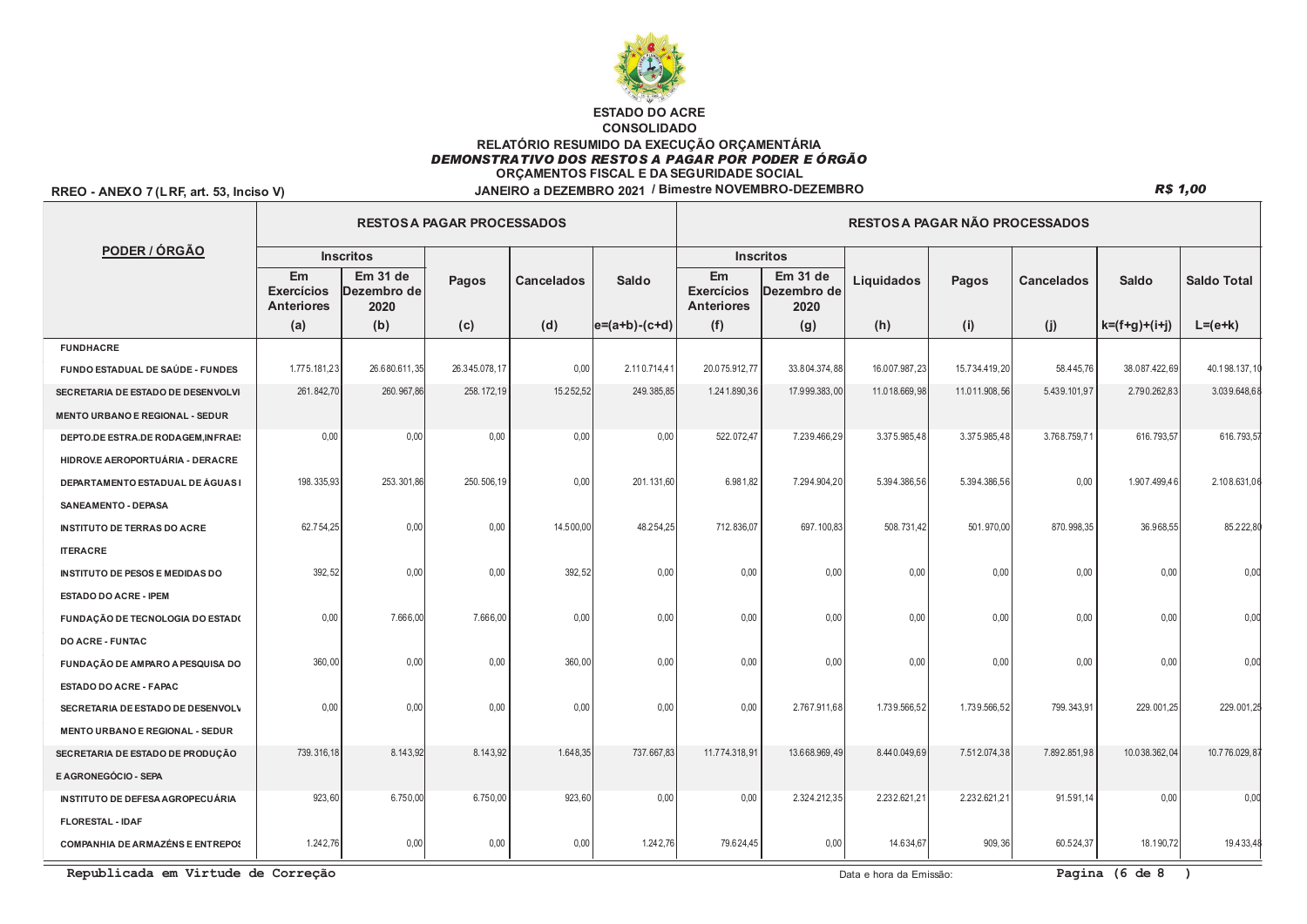**ESTADO DO ACRE**
**CONSOLIDADO**
**RELATÓRIO RESUMIDO DA EXECUÇÃO ORÇAMENTÁRIA**
***DEMONSTRATIVO DOS RESTOS A PAGAR POR PODER E ÓRGÃO***
**ORÇAMENTOS FISCAL E DA SEGURIDADE SOCIAL**

**RREO - ANEXO 7 (LRF, art. 53, Inciso V)** — **JANEIRO a DEZEMBRO 2021 / Bimestre NOVEMBRO-DEZEMBRO** — ***R$ 1,00***

| PODER / ÓRGÃO | RESTOS A PAGAR PROCESSADOS | | | | | RESTOS A PAGAR NÃO PROCESSADOS | | | | | | |
|---|---|---|---|---|---|---|---|---|---|---|---|---|
| | Inscritos | | Pagos | Cancelados | Saldo | Inscritos | | Liquidados | Pagos | Cancelados | Saldo | Saldo Total |
| | Em Exercícios Anteriores | Em 31 de Dezembro de 2020 | | | | Em Exercícios Anteriores | Em 31 de Dezembro de 2020 | | | | | |
| | (a) | (b) | (c) | (d) | e=(a+b)-(c+d) | (f) | (g) | (h) | (i) | (j) | k=(f+g)+(i+j) | L=(e+k) |
| FUNDHACRE | | | | | | | | | | | | |
| FUNDO ESTADUAL DE SAÚDE - FUNDES | 1.775.181,23 | 26.680.611,35 | 26.345.078,17 | 0,00 | 2.110.714,41 | 20.075.912,77 | 33.804.374,88 | 16.007.987,23 | 15.734.419,20 | 58.445,76 | 38.087.422,69 | 40.198.137,10 |
| SECRETARIA DE ESTADO DE DESENVOLVIMENTO URBANO E REGIONAL - SEDUR | 261.842,70 | 260.967,86 | 258.172,19 | 15.252,52 | 249.385,85 | 1.241.890,36 | 17.999.383,00 | 11.018.669,98 | 11.011.908,56 | 5.439.101,97 | 2.790.262,83 | 3.039.648,68 |
| DEPTO.DE ESTRA.DE RODAGEM,INFRAES HIDROV.E AEROPORTUÁRIA - DERACRE | 0,00 | 0,00 | 0,00 | 0,00 | 0,00 | 522.072,47 | 7.239.466,29 | 3.375.985,48 | 3.375.985,48 | 3.768.759,71 | 616.793,57 | 616.793,57 |
| DEPARTAMENTO ESTADUAL DE ÁGUAS E SANEAMENTO - DEPASA | 198.335,93 | 253.301,86 | 250.506,19 | 0,00 | 201.131,60 | 6.981,82 | 7.294.904,20 | 5.394.386,56 | 5.394.386,56 | 0,00 | 1.907.499,46 | 2.108.631,06 |
| INSTITUTO DE TERRAS DO ACRE ITERACRE | 62.754,25 | 0,00 | 0,00 | 14.500,00 | 48.254,25 | 712.836,07 | 697.100,83 | 508.731,42 | 501.970,00 | 870.998,35 | 36.968,55 | 85.222,80 |
| INSTITUTO DE PESOS E MEDIDAS DO ESTADO DO ACRE - IPEM | 392,52 | 0,00 | 0,00 | 392,52 | 0,00 | 0,00 | 0,00 | 0,00 | 0,00 | 0,00 | 0,00 | 0,00 |
| FUNDAÇÃO DE TECNOLOGIA DO ESTADO DO ACRE - FUNTAC | 0,00 | 7.666,00 | 7.666,00 | 0,00 | 0,00 | 0,00 | 0,00 | 0,00 | 0,00 | 0,00 | 0,00 | 0,00 |
| FUNDAÇÃO DE AMPARO A PESQUISA DO ESTADO DO ACRE - FAPAC | 360,00 | 0,00 | 0,00 | 360,00 | 0,00 | 0,00 | 0,00 | 0,00 | 0,00 | 0,00 | 0,00 | 0,00 |
| SECRETARIA DE ESTADO DE DESENVOLVIMENTO URBANO E REGIONAL - SEDUR | 0,00 | 0,00 | 0,00 | 0,00 | 0,00 | 0,00 | 2.767.911,68 | 1.739.566,52 | 1.739.566,52 | 799.343,91 | 229.001,25 | 229.001,25 |
| SECRETARIA DE ESTADO DE PRODUÇÃO E AGRONEGÓCIO - SEPA | 739.316,18 | 8.143,92 | 8.143,92 | 1.648,35 | 737.667,83 | 11.774.318,91 | 13.668.969,49 | 8.440.049,69 | 7.512.074,38 | 7.892.851,98 | 10.038.362,04 | 10.776.029,87 |
| INSTITUTO DE DEFESA AGROPECUÁRIA FLORESTAL - IDAF | 923,60 | 6.750,00 | 6.750,00 | 923,60 | 0,00 | 0,00 | 2.324.212,35 | 2.232.621,21 | 2.232.621,21 | 91.591,14 | 0,00 | 0,00 |
| COMPANHIA DE ARMAZÉNS E ENTREPOS | 1.242,76 | 0,00 | 0,00 | 0,00 | 1.242,76 | 79.624,45 | 0,00 | 14.634,67 | 909,36 | 60.524,37 | 18.190,72 | 19.433,48 |

Republicada em Virtude de Correção

Data e hora da Emissão: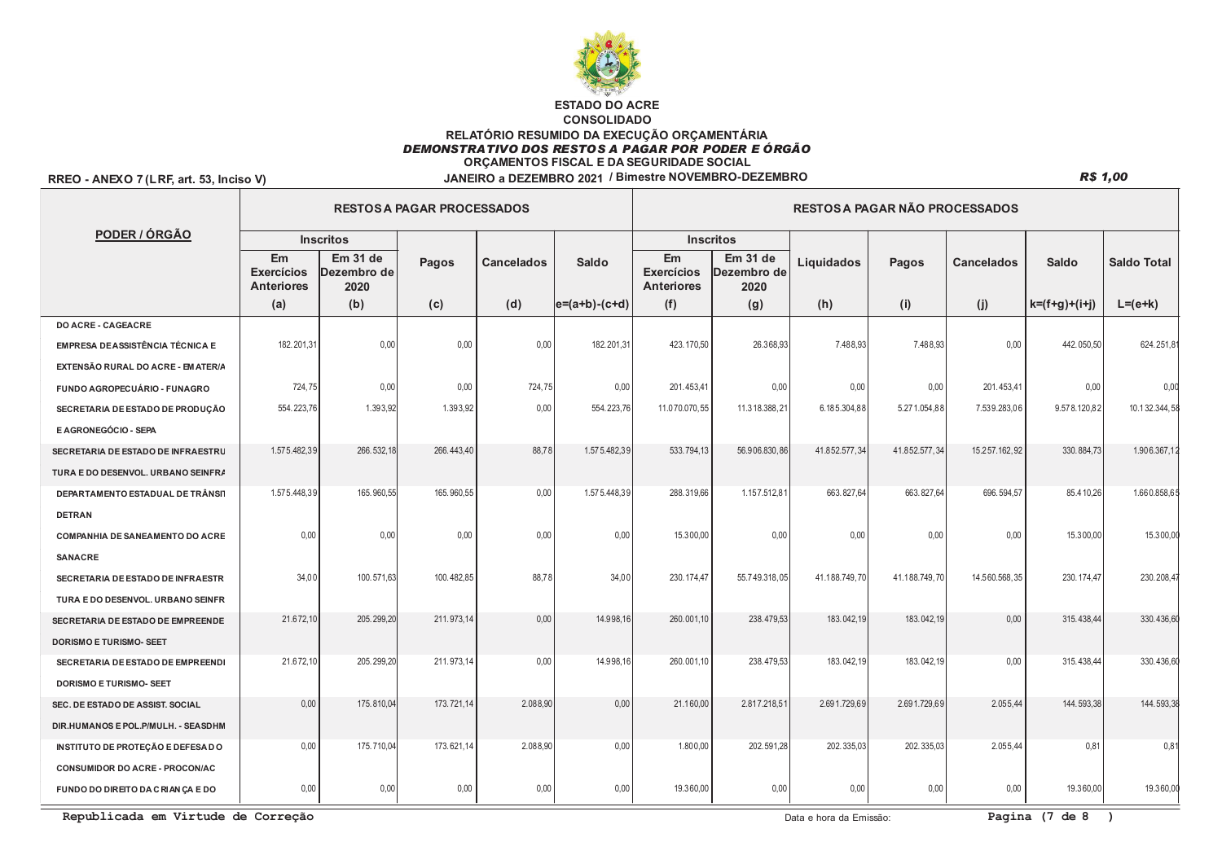# ESTADO DO ACRE

## CONSOLIDADO

### RELATÓRIO RESUMIDO DA EXECUÇÃO ORÇAMENTÁRIA

***DEMONSTRATIVO DOS RESTOS A PAGAR POR PODER E ÓRGÃO***

ORÇAMENTOS FISCAL E DA SEGURIDADE SOCIAL

RREO - ANEXO 7 (LRF, art. 53, Inciso V)

JANEIRO a DEZEMBRO 2021 / Bimestre NOVEMBRO-DEZEMBRO

*R$ 1,00*

| PODER / ÓRGÃO | RESTOS A PAGAR PROCESSADOS | | | | | RESTOS A PAGAR NÃO PROCESSADOS | | | | | | |
|---|---|---|---|---|---|---|---|---|---|---|---|---|
| | Inscritos | | Pagos | Cancelados | Saldo | Inscritos | | Liquidados | Pagos | Cancelados | Saldo | Saldo Total |
| | Em Exercícios Anteriores | Em 31 de Dezembro de 2020 | | | | Em Exercícios Anteriores | Em 31 de Dezembro de 2020 | | | | | |
| | (a) | (b) | (c) | (d) | e=(a+b)-(c+d) | (f) | (g) | (h) | (i) | (j) | k=(f+g)+(i+j) | L=(e+k) |
| DO ACRE - CAGEACRE | | | | | | | | | | | | |
| EMPRESA DE ASSISTÊNCIA TÉCNICA E EXTENSÃO RURAL DO ACRE - EMATER/A | 182.201,31 | 0,00 | 0,00 | 0,00 | 182.201,31 | 423.170,50 | 26.368,93 | 7.488,93 | 7.488,93 | 0,00 | 442.050,50 | 624.251,81 |
| FUNDO AGROPECUÁRIO - FUNAGRO | 724,75 | 0,00 | 0,00 | 724,75 | 0,00 | 201.453,41 | 0,00 | 0,00 | 0,00 | 201.453,41 | 0,00 | 0,00 |
| SECRETARIA DE ESTADO DE PRODUÇÃO E AGRONEGÓCIO - SEPA | 554.223,76 | 1.393,92 | 1.393,92 | 0,00 | 554.223,76 | 11.070.070,55 | 11.318.388,21 | 6.185.304,88 | 5.271.054,88 | 7.539.283,06 | 9.578.120,82 | 10.132.344,58 |
| SECRETARIA DE ESTADO DE INFRAESTRUTURA E DO DESENVOL. URBANO SEINFRA | 1.575.482,39 | 266.532,18 | 266.443,40 | 88,78 | 1.575.482,39 | 533.794,13 | 56.906.830,86 | 41.852.577,34 | 41.852.577,34 | 15.257.162,92 | 330.884,73 | 1.906.367,12 |
| DEPARTAMENTO ESTADUAL DE TRÂNSITO DETRAN | 1.575.448,39 | 165.960,55 | 165.960,55 | 0,00 | 1.575.448,39 | 288.319,66 | 1.157.512,81 | 663.827,64 | 663.827,64 | 696.594,57 | 85.410,26 | 1.660.858,65 |
| COMPANHIA DE SANEAMENTO DO ACRE SANACRE | 0,00 | 0,00 | 0,00 | 0,00 | 0,00 | 15.300,00 | 0,00 | 0,00 | 0,00 | 0,00 | 15.300,00 | 15.300,00 |
| SECRETARIA DE ESTADO DE INFRAESTRUTURA E DO DESENVOL. URBANO SEINFR | 34,00 | 100.571,63 | 100.482,85 | 88,78 | 34,00 | 230.174,47 | 55.749.318,05 | 41.188.749,70 | 41.188.749,70 | 14.560.568,35 | 230.174,47 | 230.208,47 |
| SECRETARIA DE ESTADO DE EMPREENDEDORISMO E TURISMO- SEET | 21.672,10 | 205.299,20 | 211.973,14 | 0,00 | 14.998,16 | 260.001,10 | 238.479,53 | 183.042,19 | 183.042,19 | 0,00 | 315.438,44 | 330.436,60 |
| SECRETARIA DE ESTADO DE EMPREENDEDORISMO E TURISMO- SEET | 21.672,10 | 205.299,20 | 211.973,14 | 0,00 | 14.998,16 | 260.001,10 | 238.479,53 | 183.042,19 | 183.042,19 | 0,00 | 315.438,44 | 330.436,60 |
| SEC. DE ESTADO DE ASSIST. SOCIAL DIR.HUMANOS E POL.P/MULH. - SEASDHM | 0,00 | 175.810,04 | 173.721,14 | 2.088,90 | 0,00 | 21.160,00 | 2.817.218,51 | 2.691.729,69 | 2.691.729,69 | 2.055,44 | 144.593,38 | 144.593,38 |
| INSTITUTO DE PROTEÇÃO E DEFESA DO CONSUMIDOR DO ACRE - PROCON/AC | 0,00 | 175.710,04 | 173.621,14 | 2.088,90 | 0,00 | 1.800,00 | 202.591,28 | 202.335,03 | 202.335,03 | 2.055,44 | 0,81 | 0,81 |
| FUNDO DO DIREITO DA CRIANÇA E DO | 0,00 | 0,00 | 0,00 | 0,00 | 0,00 | 19.360,00 | 0,00 | 0,00 | 0,00 | 0,00 | 19.360,00 | 19.360,00 |

Republicada em Virtude de Correção

Data e hora da Emissão: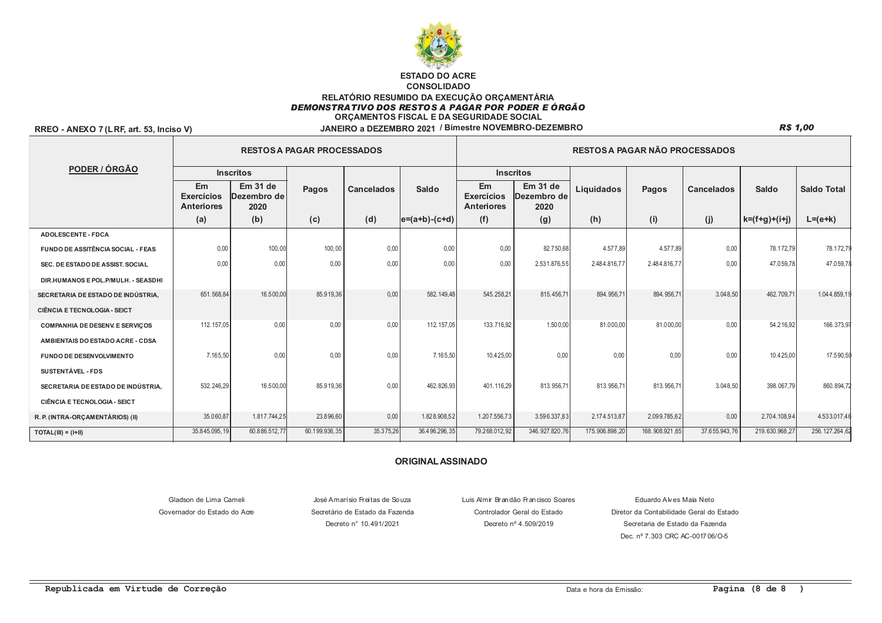**ESTADO DO ACRE**
**CONSOLIDADO**
**RELATÓRIO RESUMIDO DA EXECUÇÃO ORÇAMENTÁRIA**
***DEMONSTRATIVO DOS RESTOS A PAGAR POR PODER E ÓRGÃO***
**ORÇAMENTOS FISCAL E DA SEGURIDADE SOCIAL**
**JANEIRO a DEZEMBRO 2021 / Bimestre NOVEMBRO-DEZEMBRO**

**RREO - ANEXO 7 (LRF, art. 53, Inciso V)** ***R$ 1,00***

| PODER / ÓRGÃO | RESTOS A PAGAR PROCESSADOS | | | | | RESTOS A PAGAR NÃO PROCESSADOS | | | | | | |
|---|---|---|---|---|---|---|---|---|---|---|---|---|
| | Inscritos | | Pagos | Cancelados | Saldo | Inscritos | | Liquidados | Pagos | Cancelados | Saldo | Saldo Total |
| | Em Exercícios Anteriores | Em 31 de Dezembro de 2020 | | | | Em Exercícios Anteriores | Em 31 de Dezembro de 2020 | | | | | |
| | (a) | (b) | (c) | (d) | e=(a+b)-(c+d) | (f) | (g) | (h) | (i) | (j) | k=(f+g)+(i+j) | L=(e+k) |
| ADOLESCENTE - FDCA | | | | | | | | | | | | |
| FUNDO DE ASSISTÊNCIA SOCIAL - FEAS | 0,00 | 100,00 | 100,00 | 0,00 | 0,00 | 0,00 | 82.750,68 | 4.577,89 | 4.577,89 | 0,00 | 78.172,79 | 78.172,79 |
| SEC. DE ESTADO DE ASSIST. SOCIAL | 0,00 | 0,00 | 0,00 | 0,00 | 0,00 | 0,00 | 2.531.876,55 | 2.484.816,77 | 2.484.816,77 | 0,00 | 47.059,78 | 47.059,78 |
| DIR.HUMANOS E POL.P/MULH. - SEASDHI | | | | | | | | | | | | |
| SECRETARIA DE ESTADO DE INDÚSTRIA, CIÊNCIA E TECNOLOGIA - SEICT | 651.568,84 | 16.500,00 | 85.919,36 | 0,00 | 582.149,48 | 545.258,21 | 815.456,71 | 894.956,71 | 894.956,71 | 3.048,50 | 462.709,71 | 1.044.859,19 |
| COMPANHIA DE DESENV. E SERVIÇOS AMBIENTAIS DO ESTADO ACRE - CDSA | 112.157,05 | 0,00 | 0,00 | 0,00 | 112.157,05 | 133.716,92 | 1.500,00 | 81.000,00 | 81.000,00 | 0,00 | 54.216,92 | 166.373,97 |
| FUNDO DE DESENVOLVIMENTO SUSTENTÁVEL - FDS | 7.165,50 | 0,00 | 0,00 | 0,00 | 7.165,50 | 10.425,00 | 0,00 | 0,00 | 0,00 | 0,00 | 10.425,00 | 17.590,50 |
| SECRETARIA DE ESTADO DE INDÚSTRIA, CIÊNCIA E TECNOLOGIA - SEICT | 532.246,29 | 16.500,00 | 85.919,36 | 0,00 | 462.826,93 | 401.116,29 | 813.956,71 | 813.956,71 | 813.956,71 | 3.048,50 | 398.067,79 | 860.894,72 |
| R. P. (INTRA-ORÇAMENTÁRIOS) (II) | 35.060,87 | 1.817.744,25 | 23.896,60 | 0,00 | 1.828.908,52 | 1.207.556,73 | 3.596.337,83 | 2.174.513,87 | 2.099.785,62 | 0,00 | 2.704.108,94 | 4.533.017,46 |
| TOTAL(III) = (I+II) | 35.845.095,19 | 60.886.512,77 | 60.199.936,35 | 35.375,26 | 36.496.296,35 | 79.268.012,92 | 346.927.820,76 | 175.906.898,20 | 168.908.921,65 | 37.655.943,76 | 219.630.968,27 | 256.127.264,62 |

**ORIGINAL ASSINADO**

Gladson de Lima Cameli
Governador do Estado do Acre

José Amarísio Freitas de Souza
Secretário de Estado da Fazenda
Decreto n° 10.491/2021

Luis Almir Brandão Francisco Soares
Controlador Geral do Estado
Decreto nº 4.509/2019

Eduardo Alves Maia Neto
Diretor da Contabilidade Geral do Estado
Secretaria de Estado da Fazenda
Dec. nº 7.303 CRC AC-001706/O-5

**Republicada em Virtude de Correção**

Data e hora da Emissão: